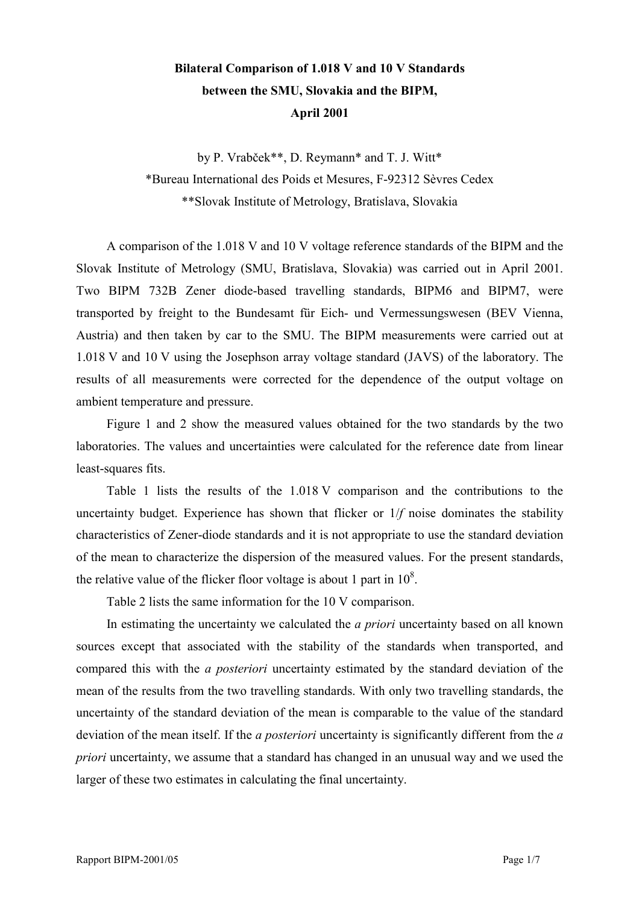# Bilateral Comparison of 1.018 V and 10 V Standards between the SMU, Slovakia and the BIPM, April 2001

by P. Vrabček**, D. Reymann* and T. J. Witt*

*Bureau International des Poids et Mesures, F-92312 Sèvres Cedex

**Slovak Institute of Metrology, Bratislava, Slovakia

A comparison of the 1.018 V and 10 V voltage reference standards of the BIPM and the Slovak Institute of Metrology (SMU, Bratislava, Slovakia) was carried out in April 2001. Two BIPM 732B Zener diode-based travelling standards, BIPM6 and BIPM7, were transported by freight to the Bundesamt für Eich- und Vermessungswesen (BEV Vienna, Austria) and then taken by car to the SMU. The BIPM measurements were carried out at 1.018 V and 10 V using the Josephson array voltage standard (JAVS) of the laboratory. The results of all measurements were corrected for the dependence of the output voltage on ambient temperature and pressure.

Figure 1 and 2 show the measured values obtained for the two standards by the two laboratories. The values and uncertainties were calculated for the reference date from linear least-squares fits.

Table 1 lists the results of the 1.018 V comparison and the contributions to the uncertainty budget. Experience has shown that flicker or $1/f$ noise dominates the stability characteristics of Zener-diode standards and it is not appropriate to use the standard deviation of the mean to characterize the dispersion of the measured values. For the present standards, the relative value of the flicker floor voltage is about 1 part in $10^8$.

Table 2 lists the same information for the 10 V comparison.

In estimating the uncertainty we calculated the *a priori* uncertainty based on all known sources except that associated with the stability of the standards when transported, and compared this with the *a posteriori* uncertainty estimated by the standard deviation of the mean of the results from the two travelling standards. With only two travelling standards, the uncertainty of the standard deviation of the mean is comparable to the value of the standard deviation of the mean itself. If the *a posteriori* uncertainty is significantly different from the *a priori* uncertainty, we assume that a standard has changed in an unusual way and we used the larger of these two estimates in calculating the final uncertainty.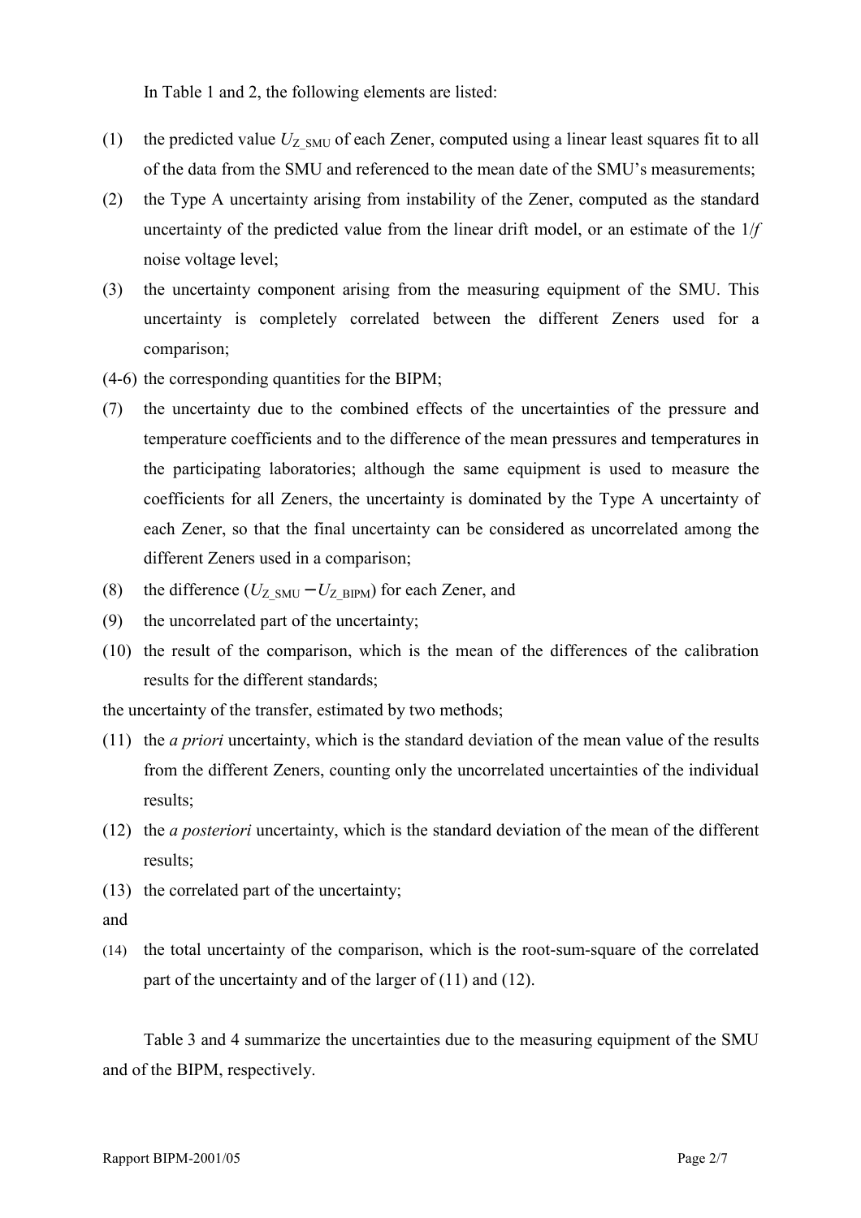In Table 1 and 2, the following elements are listed:

(1) the predicted value $U_{Z\_SMU}$ of each Zener, computed using a linear least squares fit to all of the data from the SMU and referenced to the mean date of the SMU's measurements;

(2) the Type A uncertainty arising from instability of the Zener, computed as the standard uncertainty of the predicted value from the linear drift model, or an estimate of the $1/f$ noise voltage level;

(3) the uncertainty component arising from the measuring equipment of the SMU. This uncertainty is completely correlated between the different Zeners used for a comparison;

(4-6) the corresponding quantities for the BIPM;

(7) the uncertainty due to the combined effects of the uncertainties of the pressure and temperature coefficients and to the difference of the mean pressures and temperatures in the participating laboratories; although the same equipment is used to measure the coefficients for all Zeners, the uncertainty is dominated by the Type A uncertainty of each Zener, so that the final uncertainty can be considered as uncorrelated among the different Zeners used in a comparison;

(8) the difference ($U_{Z\_SMU} - U_{Z\_BIPM}$) for each Zener, and

(9) the uncorrelated part of the uncertainty;

(10) the result of the comparison, which is the mean of the differences of the calibration results for the different standards;

the uncertainty of the transfer, estimated by two methods;

(11) the *a priori* uncertainty, which is the standard deviation of the mean value of the results from the different Zeners, counting only the uncorrelated uncertainties of the individual results;

(12) the *a posteriori* uncertainty, which is the standard deviation of the mean of the different results;

(13) the correlated part of the uncertainty;

and

(14) the total uncertainty of the comparison, which is the root-sum-square of the correlated part of the uncertainty and of the larger of (11) and (12).

Table 3 and 4 summarize the uncertainties due to the measuring equipment of the SMU and of the BIPM, respectively.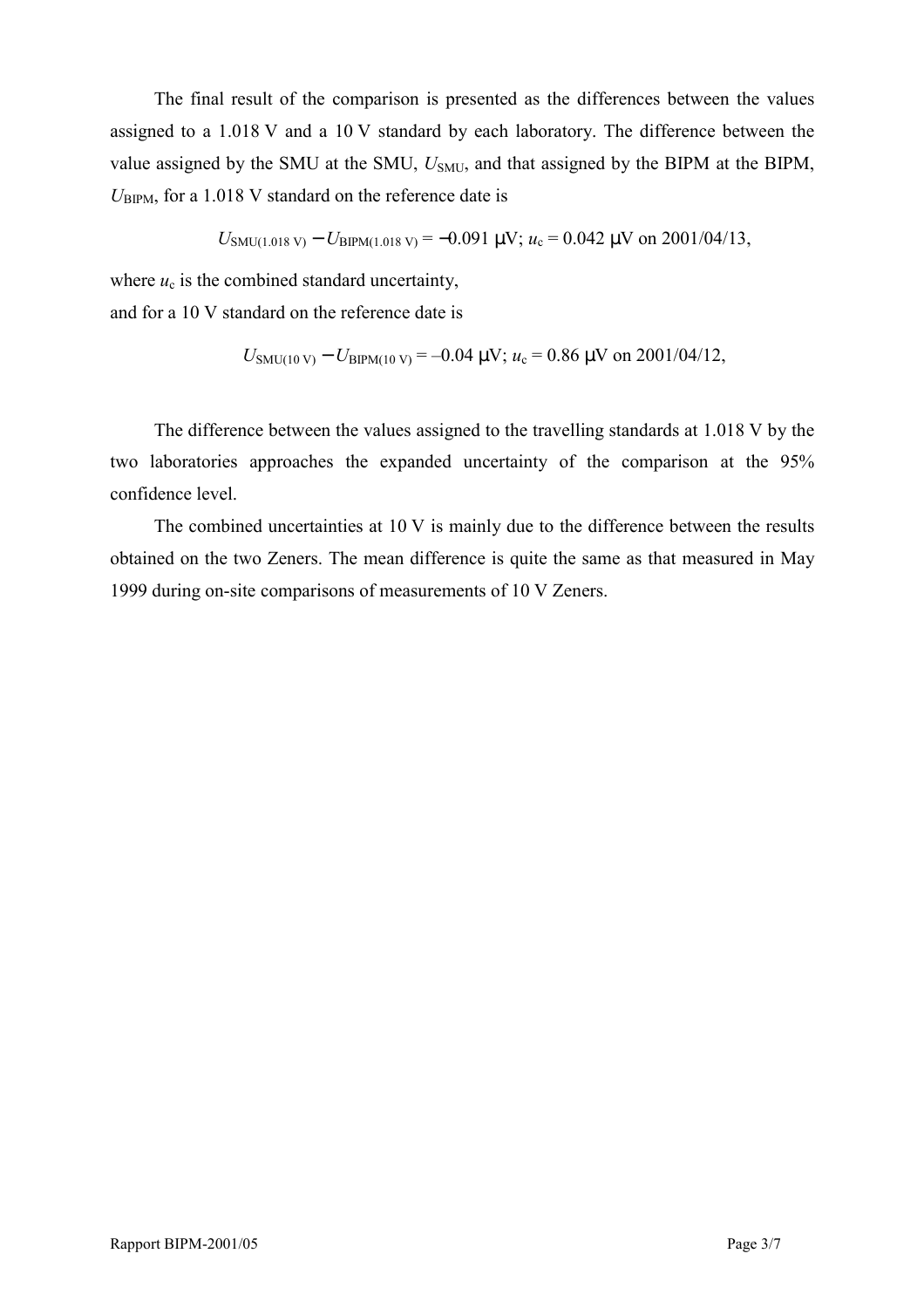The final result of the comparison is presented as the differences between the values assigned to a 1.018 V and a 10 V standard by each laboratory. The difference between the value assigned by the SMU at the SMU, $U_{\mathrm{SMU}}$, and that assigned by the BIPM at the BIPM, $U_{\mathrm{BIPM}}$, for a 1.018 V standard on the reference date is

$$U_{\mathrm{SMU(1.018\ V)}} - U_{\mathrm{BIPM(1.018\ V)}} = -0.091\ \mu\mathrm{V};\ u_{\mathrm{c}} = 0.042\ \mu\mathrm{V}\ \text{on 2001/04/13},$$

where $u_{\mathrm{c}}$ is the combined standard uncertainty,
and for a 10 V standard on the reference date is

$$U_{\mathrm{SMU(10\ V)}} - U_{\mathrm{BIPM(10\ V)}} = -0.04\ \mu\mathrm{V};\ u_{\mathrm{c}} = 0.86\ \mu\mathrm{V}\ \text{on 2001/04/12},$$

The difference between the values assigned to the travelling standards at 1.018 V by the two laboratories approaches the expanded uncertainty of the comparison at the 95% confidence level.

The combined uncertainties at 10 V is mainly due to the difference between the results obtained on the two Zeners. The mean difference is quite the same as that measured in May 1999 during on-site comparisons of measurements of 10 V Zeners.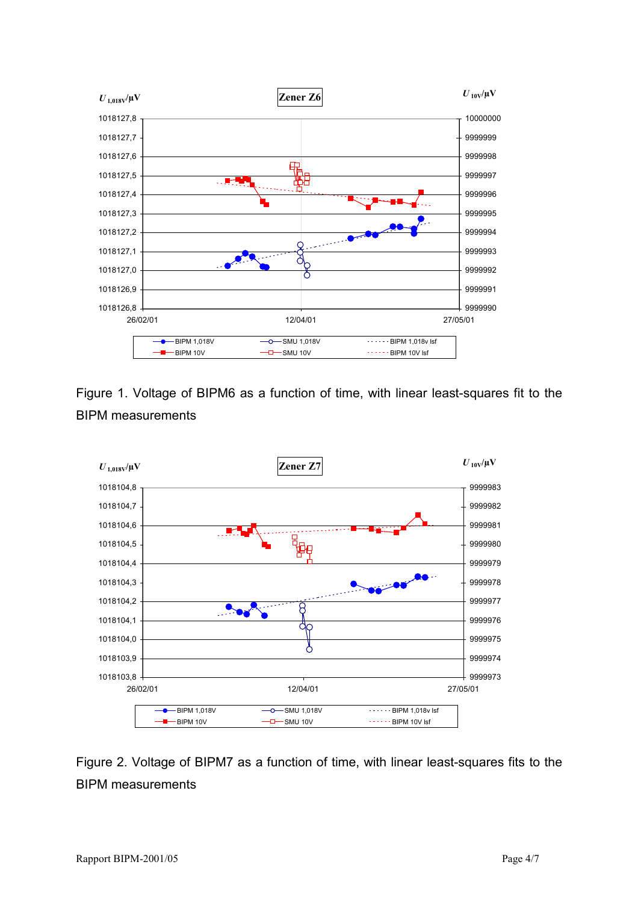Figure 1. Voltage of BIPM6 as a function of time, with linear least-squares fit to the BIPM measurements

Figure 2. Voltage of BIPM7 as a function of time, with linear least-squares fits to the BIPM measurements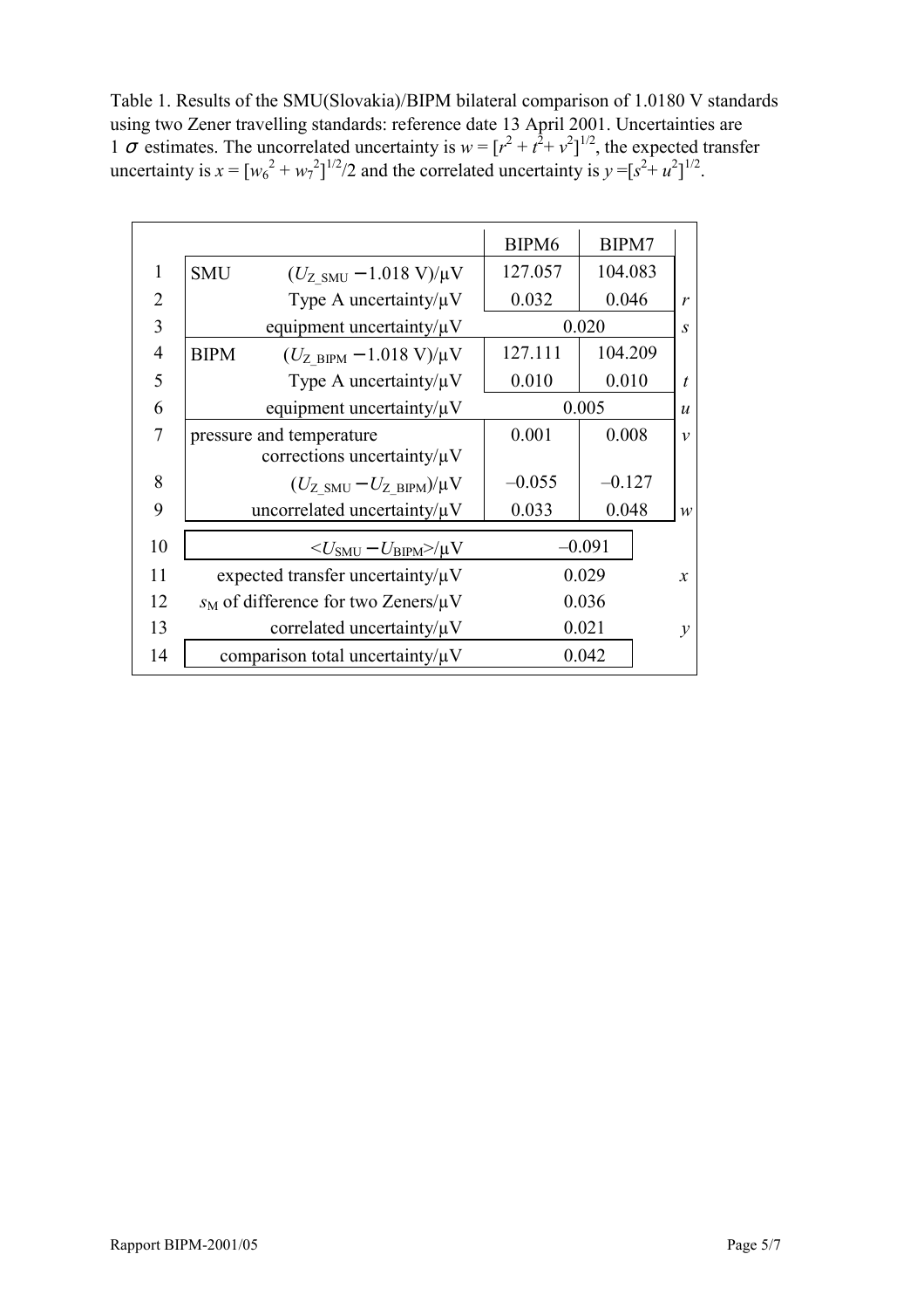Table 1. Results of the SMU(Slovakia)/BIPM bilateral comparison of 1.0180 V standards using two Zener travelling standards: reference date 13 April 2001. Uncertainties are 1 $\sigma$ estimates. The uncorrelated uncertainty is $w = [r^2 + t^2 + v^2]^{1/2}$, the expected transfer uncertainty is $x = [w_6^2 + w_7^2]^{1/2}/2$ and the correlated uncertainty is $y = [s^2 + u^2]^{1/2}$.

| | | | BIPM6 | BIPM7 | |
|---|---|---|---|---|---|
| 1 | SMU | $(U_{Z\_SMU} - 1.018\text{ V})/\mu\text{V}$ | 127.057 | 104.083 | |
| 2 | | Type A uncertainty/μV | 0.032 | 0.046 | *r* |
| 3 | | equipment uncertainty/μV | 0.020 | | *s* |
| 4 | BIPM | $(U_{Z\_BIPM} - 1.018\text{ V})/\mu\text{V}$ | 127.111 | 104.209 | |
| 5 | | Type A uncertainty/μV | 0.010 | 0.010 | *t* |
| 6 | | equipment uncertainty/μV | 0.005 | | *u* |
| 7 | pressure and temperature corrections uncertainty/μV | | 0.001 | 0.008 | *v* |
| 8 | | $(U_{Z\_SMU} - U_{Z\_BIPM})/\mu\text{V}$ | –0.055 | –0.127 | |
| 9 | | uncorrelated uncertainty/μV | 0.033 | 0.048 | *w* |
| 10 | | $\langle U_{SMU} - U_{BIPM}\rangle/\mu\text{V}$ | –0.091 | | |
| 11 | | expected transfer uncertainty/μV | 0.029 | | *x* |
| 12 | | $s_M$ of difference for two Zeners/μV | 0.036 | | |
| 13 | | correlated uncertainty/μV | 0.021 | | *y* |
| 14 | | comparison total uncertainty/μV | 0.042 | | |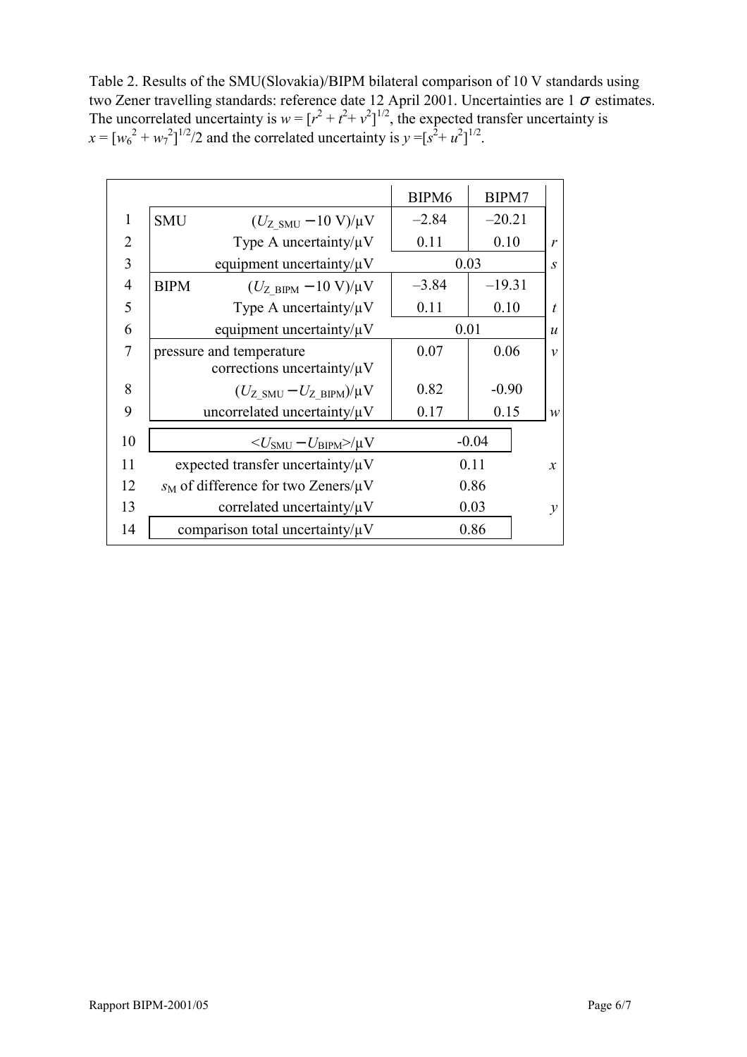Table 2. Results of the SMU(Slovakia)/BIPM bilateral comparison of 10 V standards using two Zener travelling standards: reference date 12 April 2001. Uncertainties are 1 $\sigma$ estimates. The uncorrelated uncertainty is $w = [r^2 + t^2 + v^2]^{1/2}$, the expected transfer uncertainty is $x = [w_6^{\,2} + w_7^{\,2}]^{1/2}/2$ and the correlated uncertainty is $y = [s^2 + u^2]^{1/2}$.

| | | | BIPM6 | BIPM7 | |
|---|---|---|---|---|---|
| 1 | SMU | $(U_{\text{Z\_SMU}} - 10\text{ V})/\mu\text{V}$ | –2.84 | –20.21 | |
| 2 | | Type A uncertainty/μV | 0.11 | 0.10 | $r$ |
| 3 | | equipment uncertainty/μV | 0.03 | | $s$ |
| 4 | BIPM | $(U_{\text{Z\_BIPM}} - 10\text{ V})/\mu\text{V}$ | –3.84 | –19.31 | |
| 5 | | Type A uncertainty/μV | 0.11 | 0.10 | $t$ |
| 6 | | equipment uncertainty/μV | 0.01 | | $u$ |
| 7 | pressure and temperature corrections uncertainty/μV | | 0.07 | 0.06 | $v$ |
| 8 | | $(U_{\text{Z\_SMU}} - U_{\text{Z\_BIPM}})/\mu\text{V}$ | 0.82 | -0.90 | |
| 9 | | uncorrelated uncertainty/μV | 0.17 | 0.15 | $w$ |
| 10 | | $\langle U_{\text{SMU}} - U_{\text{BIPM}} \rangle/\mu\text{V}$ | -0.04 | | |
| 11 | | expected transfer uncertainty/μV | 0.11 | | $x$ |
| 12 | | $s_{\text{M}}$ of difference for two Zeners/μV | 0.86 | | |
| 13 | | correlated uncertainty/μV | 0.03 | | $y$ |
| 14 | | comparison total uncertainty/μV | 0.86 | | |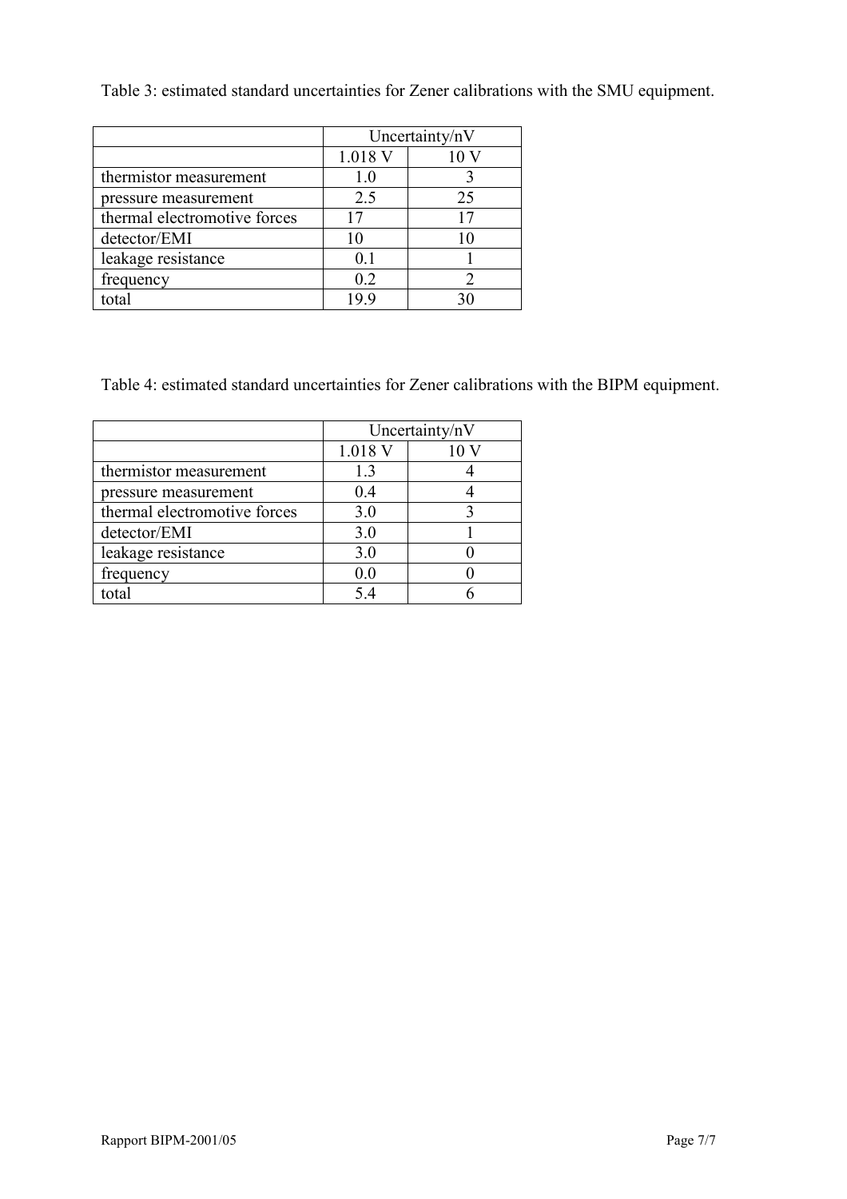Table 3: estimated standard uncertainties for Zener calibrations with the SMU equipment.

| | Uncertainty/nV | |
|---|---|---|
| | 1.018 V | 10 V |
| thermistor measurement | 1.0 | 3 |
| pressure measurement | 2.5 | 25 |
| thermal electromotive forces | 17 | 17 |
| detector/EMI | 10 | 10 |
| leakage resistance | 0.1 | 1 |
| frequency | 0.2 | 2 |
| total | 19.9 | 30 |

Table 4: estimated standard uncertainties for Zener calibrations with the BIPM equipment.

| | Uncertainty/nV | |
|---|---|---|
| | 1.018 V | 10 V |
| thermistor measurement | 1.3 | 4 |
| pressure measurement | 0.4 | 4 |
| thermal electromotive forces | 3.0 | 3 |
| detector/EMI | 3.0 | 1 |
| leakage resistance | 3.0 | 0 |
| frequency | 0.0 | 0 |
| total | 5.4 | 6 |